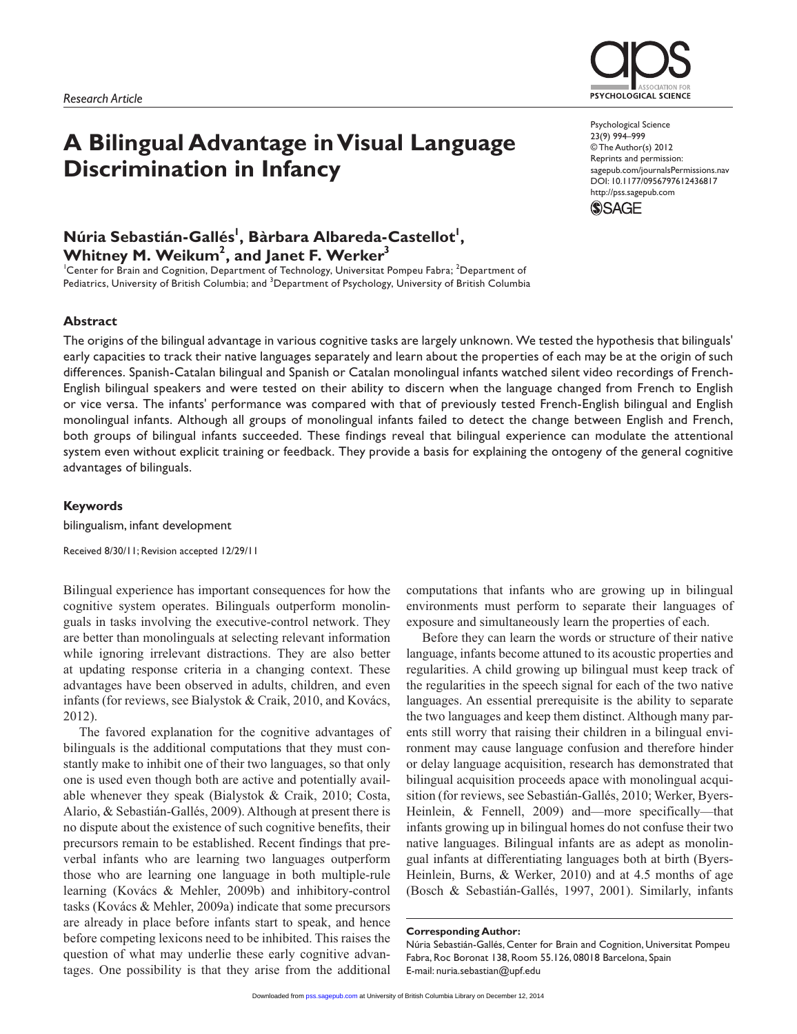*Research Article*

# A Bilingual Advantage in Visual Language Discrimination in Infancy

**Núria Sebastián-Gallés[1], Bàrbara Albareda-Castellot[1], Whitney M. Weikum[2], and Janet F. Werker[3]**

[1]Center for Brain and Cognition, Department of Technology, Universitat Pompeu Fabra; [2]Department of Pediatrics, University of British Columbia; and [3]Department of Psychology, University of British Columbia

Psychological Science
23(9) 994–999
© The Author(s) 2012
Reprints and permission: sagepub.com/journalsPermissions.nav
DOI: 10.1177/0956797612436817
http://pss.sagepub.com

## Abstract

The origins of the bilingual advantage in various cognitive tasks are largely unknown. We tested the hypothesis that bilinguals' early capacities to track their native languages separately and learn about the properties of each may be at the origin of such differences. Spanish-Catalan bilingual and Spanish or Catalan monolingual infants watched silent video recordings of French-English bilingual speakers and were tested on their ability to discern when the language changed from French to English or vice versa. The infants' performance was compared with that of previously tested French-English bilingual and English monolingual infants. Although all groups of monolingual infants failed to detect the change between English and French, both groups of bilingual infants succeeded. These findings reveal that bilingual experience can modulate the attentional system even without explicit training or feedback. They provide a basis for explaining the ontogeny of the general cognitive advantages of bilinguals.

### Keywords

bilingualism, infant development

Received 8/30/11; Revision accepted 12/29/11

Bilingual experience has important consequences for how the cognitive system operates. Bilinguals outperform monolinguals in tasks involving the executive-control network. They are better than monolinguals at selecting relevant information while ignoring irrelevant distractions. They are also better at updating response criteria in a changing context. These advantages have been observed in adults, children, and even infants (for reviews, see Bialystok & Craik, 2010, and Kovács, 2012).

The favored explanation for the cognitive advantages of bilinguals is the additional computations that they must constantly make to inhibit one of their two languages, so that only one is used even though both are active and potentially available whenever they speak (Bialystok & Craik, 2010; Costa, Alario, & Sebastián-Gallés, 2009). Although at present there is no dispute about the existence of such cognitive benefits, their precursors remain to be established. Recent findings that preverbal infants who are learning two languages outperform those who are learning one language in both multiple-rule learning (Kovács & Mehler, 2009b) and inhibitory-control tasks (Kovács & Mehler, 2009a) indicate that some precursors are already in place before infants start to speak, and hence before competing lexicons need to be inhibited. This raises the question of what may underlie these early cognitive advantages. One possibility is that they arise from the additional computations that infants who are growing up in bilingual environments must perform to separate their languages of exposure and simultaneously learn the properties of each.

Before they can learn the words or structure of their native language, infants become attuned to its acoustic properties and regularities. A child growing up bilingual must keep track of the regularities in the speech signal for each of the two native languages. An essential prerequisite is the ability to separate the two languages and keep them distinct. Although many parents still worry that raising their children in a bilingual environment may cause language confusion and therefore hinder or delay language acquisition, research has demonstrated that bilingual acquisition proceeds apace with monolingual acquisition (for reviews, see Sebastián-Gallés, 2010; Werker, Byers-Heinlein, & Fennell, 2009) and—more specifically—that infants growing up in bilingual homes do not confuse their two native languages. Bilingual infants are as adept as monolingual infants at differentiating languages both at birth (Byers-Heinlein, Burns, & Werker, 2010) and at 4.5 months of age (Bosch & Sebastián-Gallés, 1997, 2001). Similarly, infants

**Corresponding Author:**
Núria Sebastián-Gallés, Center for Brain and Cognition, Universitat Pompeu Fabra, Roc Boronat 138, Room 55.126, 08018 Barcelona, Spain
E-mail: nuria.sebastian@upf.edu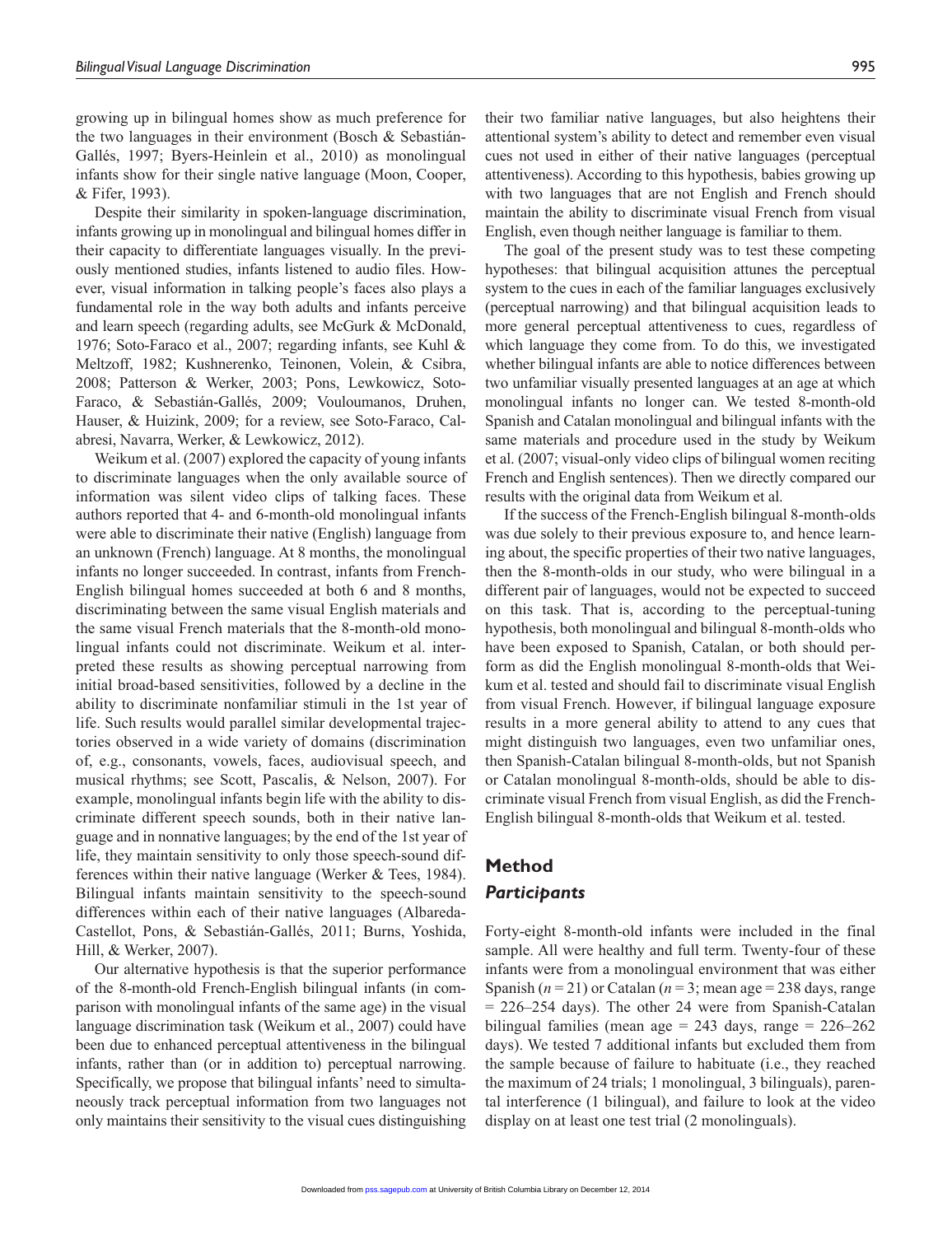growing up in bilingual homes show as much preference for the two languages in their environment (Bosch & Sebastián-Gallés, 1997; Byers-Heinlein et al., 2010) as monolingual infants show for their single native language (Moon, Cooper, & Fifer, 1993).

Despite their similarity in spoken-language discrimination, infants growing up in monolingual and bilingual homes differ in their capacity to differentiate languages visually. In the previously mentioned studies, infants listened to audio files. However, visual information in talking people's faces also plays a fundamental role in the way both adults and infants perceive and learn speech (regarding adults, see McGurk & McDonald, 1976; Soto-Faraco et al., 2007; regarding infants, see Kuhl & Meltzoff, 1982; Kushnerenko, Teinonen, Volein, & Csibra, 2008; Patterson & Werker, 2003; Pons, Lewkowicz, Soto-Faraco, & Sebastián-Gallés, 2009; Vouloumanos, Druhen, Hauser, & Huizink, 2009; for a review, see Soto-Faraco, Calabresi, Navarra, Werker, & Lewkowicz, 2012).

Weikum et al. (2007) explored the capacity of young infants to discriminate languages when the only available source of information was silent video clips of talking faces. These authors reported that 4- and 6-month-old monolingual infants were able to discriminate their native (English) language from an unknown (French) language. At 8 months, the monolingual infants no longer succeeded. In contrast, infants from French-English bilingual homes succeeded at both 6 and 8 months, discriminating between the same visual English materials and the same visual French materials that the 8-month-old monolingual infants could not discriminate. Weikum et al. interpreted these results as showing perceptual narrowing from initial broad-based sensitivities, followed by a decline in the ability to discriminate nonfamiliar stimuli in the 1st year of life. Such results would parallel similar developmental trajectories observed in a wide variety of domains (discrimination of, e.g., consonants, vowels, faces, audiovisual speech, and musical rhythms; see Scott, Pascalis, & Nelson, 2007). For example, monolingual infants begin life with the ability to discriminate different speech sounds, both in their native language and in nonnative languages; by the end of the 1st year of life, they maintain sensitivity to only those speech-sound differences within their native language (Werker & Tees, 1984). Bilingual infants maintain sensitivity to the speech-sound differences within each of their native languages (Albareda-Castellot, Pons, & Sebastián-Gallés, 2011; Burns, Yoshida, Hill, & Werker, 2007).

Our alternative hypothesis is that the superior performance of the 8-month-old French-English bilingual infants (in comparison with monolingual infants of the same age) in the visual language discrimination task (Weikum et al., 2007) could have been due to enhanced perceptual attentiveness in the bilingual infants, rather than (or in addition to) perceptual narrowing. Specifically, we propose that bilingual infants' need to simultaneously track perceptual information from two languages not only maintains their sensitivity to the visual cues distinguishing their two familiar native languages, but also heightens their attentional system's ability to detect and remember even visual cues not used in either of their native languages (perceptual attentiveness). According to this hypothesis, babies growing up with two languages that are not English and French should maintain the ability to discriminate visual French from visual English, even though neither language is familiar to them.

The goal of the present study was to test these competing hypotheses: that bilingual acquisition attunes the perceptual system to the cues in each of the familiar languages exclusively (perceptual narrowing) and that bilingual acquisition leads to more general perceptual attentiveness to cues, regardless of which language they come from. To do this, we investigated whether bilingual infants are able to notice differences between two unfamiliar visually presented languages at an age at which monolingual infants no longer can. We tested 8-month-old Spanish and Catalan monolingual and bilingual infants with the same materials and procedure used in the study by Weikum et al. (2007; visual-only video clips of bilingual women reciting French and English sentences). Then we directly compared our results with the original data from Weikum et al.

If the success of the French-English bilingual 8-month-olds was due solely to their previous exposure to, and hence learning about, the specific properties of their two native languages, then the 8-month-olds in our study, who were bilingual in a different pair of languages, would not be expected to succeed on this task. That is, according to the perceptual-tuning hypothesis, both monolingual and bilingual 8-month-olds who have been exposed to Spanish, Catalan, or both should perform as did the English monolingual 8-month-olds that Weikum et al. tested and should fail to discriminate visual English from visual French. However, if bilingual language exposure results in a more general ability to attend to any cues that might distinguish two languages, even two unfamiliar ones, then Spanish-Catalan bilingual 8-month-olds, but not Spanish or Catalan monolingual 8-month-olds, should be able to discriminate visual French from visual English, as did the French-English bilingual 8-month-olds that Weikum et al. tested.

## Method

### *Participants*

Forty-eight 8-month-old infants were included in the final sample. All were healthy and full term. Twenty-four of these infants were from a monolingual environment that was either Spanish ($n = 21$) or Catalan ($n = 3$; mean age = 238 days, range = 226–254 days). The other 24 were from Spanish-Catalan bilingual families (mean age = 243 days, range = 226–262 days). We tested 7 additional infants but excluded them from the sample because of failure to habituate (i.e., they reached the maximum of 24 trials; 1 monolingual, 3 bilinguals), parental interference (1 bilingual), and failure to look at the video display on at least one test trial (2 monolinguals).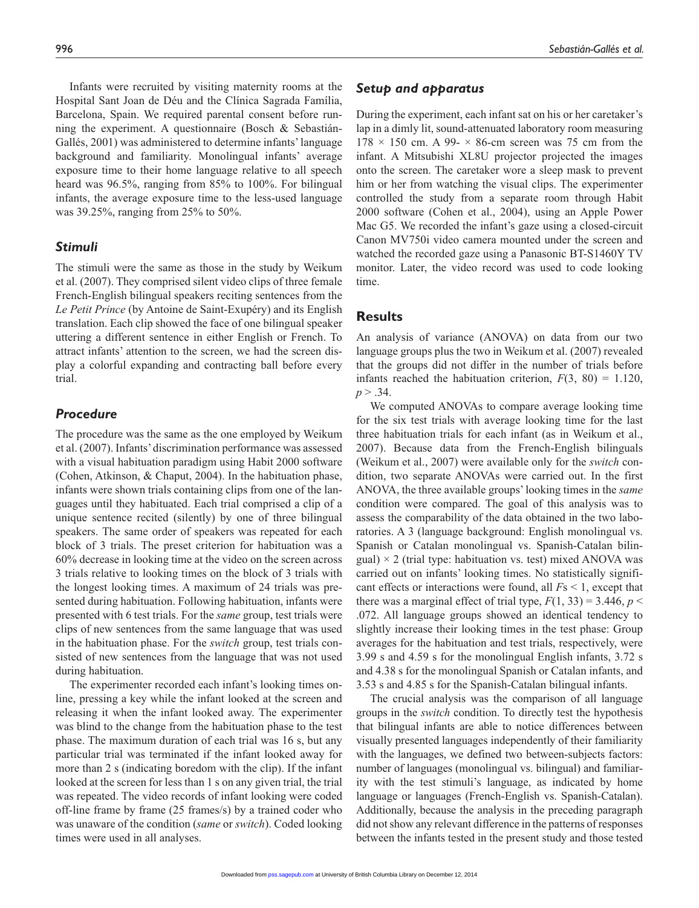Infants were recruited by visiting maternity rooms at the Hospital Sant Joan de Déu and the Clínica Sagrada Família, Barcelona, Spain. We required parental consent before running the experiment. A questionnaire (Bosch & Sebastián-Gallés, 2001) was administered to determine infants' language background and familiarity. Monolingual infants' average exposure time to their home language relative to all speech heard was 96.5%, ranging from 85% to 100%. For bilingual infants, the average exposure time to the less-used language was 39.25%, ranging from 25% to 50%.

### *Stimuli*

The stimuli were the same as those in the study by Weikum et al. (2007). They comprised silent video clips of three female French-English bilingual speakers reciting sentences from the *Le Petit Prince* (by Antoine de Saint-Exupéry) and its English translation. Each clip showed the face of one bilingual speaker uttering a different sentence in either English or French. To attract infants' attention to the screen, we had the screen display a colorful expanding and contracting ball before every trial.

### *Procedure*

The procedure was the same as the one employed by Weikum et al. (2007). Infants' discrimination performance was assessed with a visual habituation paradigm using Habit 2000 software (Cohen, Atkinson, & Chaput, 2004). In the habituation phase, infants were shown trials containing clips from one of the languages until they habituated. Each trial comprised a clip of a unique sentence recited (silently) by one of three bilingual speakers. The same order of speakers was repeated for each block of 3 trials. The preset criterion for habituation was a 60% decrease in looking time at the video on the screen across 3 trials relative to looking times on the block of 3 trials with the longest looking times. A maximum of 24 trials was presented during habituation. Following habituation, infants were presented with 6 test trials. For the *same* group, test trials were clips of new sentences from the same language that was used in the habituation phase. For the *switch* group, test trials consisted of new sentences from the language that was not used during habituation.

The experimenter recorded each infant's looking times online, pressing a key while the infant looked at the screen and releasing it when the infant looked away. The experimenter was blind to the change from the habituation phase to the test phase. The maximum duration of each trial was 16 s, but any particular trial was terminated if the infant looked away for more than 2 s (indicating boredom with the clip). If the infant looked at the screen for less than 1 s on any given trial, the trial was repeated. The video records of infant looking were coded off-line frame by frame (25 frames/s) by a trained coder who was unaware of the condition (*same* or *switch*). Coded looking times were used in all analyses.

### *Setup and apparatus*

During the experiment, each infant sat on his or her caretaker's lap in a dimly lit, sound-attenuated laboratory room measuring 178 × 150 cm. A 99- × 86-cm screen was 75 cm from the infant. A Mitsubishi XL8U projector projected the images onto the screen. The caretaker wore a sleep mask to prevent him or her from watching the visual clips. The experimenter controlled the study from a separate room through Habit 2000 software (Cohen et al., 2004), using an Apple Power Mac G5. We recorded the infant's gaze using a closed-circuit Canon MV750i video camera mounted under the screen and watched the recorded gaze using a Panasonic BT-S1460Y TV monitor. Later, the video record was used to code looking time.

## Results

An analysis of variance (ANOVA) on data from our two language groups plus the two in Weikum et al. (2007) revealed that the groups did not differ in the number of trials before infants reached the habituation criterion, $F(3, 80) = 1.120$, $p > .34$.

We computed ANOVAs to compare average looking time for the six test trials with average looking time for the last three habituation trials for each infant (as in Weikum et al., 2007). Because data from the French-English bilinguals (Weikum et al., 2007) were available only for the *switch* condition, two separate ANOVAs were carried out. In the first ANOVA, the three available groups' looking times in the *same* condition were compared. The goal of this analysis was to assess the comparability of the data obtained in the two laboratories. A 3 (language background: English monolingual vs. Spanish or Catalan monolingual vs. Spanish-Catalan bilingual) × 2 (trial type: habituation vs. test) mixed ANOVA was carried out on infants' looking times. No statistically significant effects or interactions were found, all $F$s < 1, except that there was a marginal effect of trial type, $F(1, 33) = 3.446$, $p < .072$. All language groups showed an identical tendency to slightly increase their looking times in the test phase: Group averages for the habituation and test trials, respectively, were 3.99 s and 4.59 s for the monolingual English infants, 3.72 s and 4.38 s for the monolingual Spanish or Catalan infants, and 3.53 s and 4.85 s for the Spanish-Catalan bilingual infants.

The crucial analysis was the comparison of all language groups in the *switch* condition. To directly test the hypothesis that bilingual infants are able to notice differences between visually presented languages independently of their familiarity with the languages, we defined two between-subjects factors: number of languages (monolingual vs. bilingual) and familiarity with the test stimuli's language, as indicated by home language or languages (French-English vs. Spanish-Catalan). Additionally, because the analysis in the preceding paragraph did not show any relevant difference in the patterns of responses between the infants tested in the present study and those tested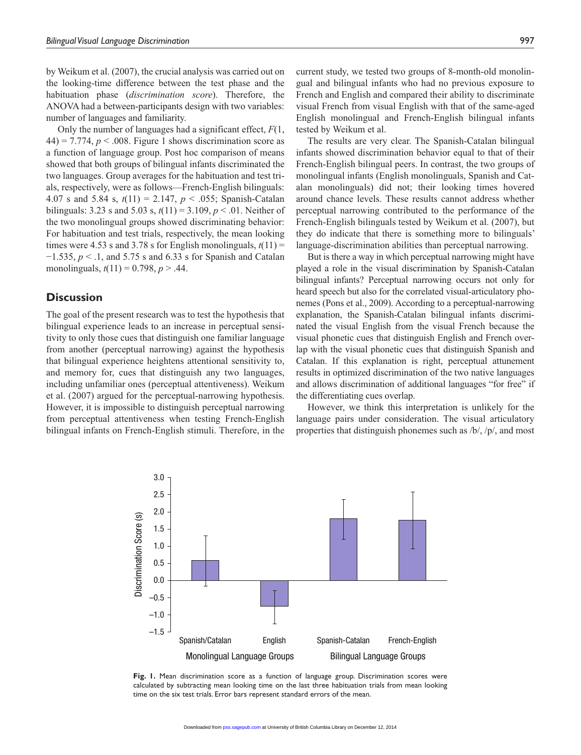by Weikum et al. (2007), the crucial analysis was carried out on the looking-time difference between the test phase and the habituation phase (*discrimination score*). Therefore, the ANOVA had a between-participants design with two variables: number of languages and familiarity.

Only the number of languages had a significant effect, $F(1, 44) = 7.774$, $p < .008$. Figure 1 shows discrimination score as a function of language group. Post hoc comparison of means showed that both groups of bilingual infants discriminated the two languages. Group averages for the habituation and test trials, respectively, were as follows—French-English bilinguals: 4.07 s and 5.84 s, $t(11) = 2.147$, $p < .055$; Spanish-Catalan bilinguals: 3.23 s and 5.03 s, $t(11) = 3.109$, $p < .01$. Neither of the two monolingual groups showed discriminating behavior: For habituation and test trials, respectively, the mean looking times were 4.53 s and 3.78 s for English monolinguals, $t(11) = -1.535$, $p < .1$, and 5.75 s and 6.33 s for Spanish and Catalan monolinguals, $t(11) = 0.798$, $p > .44$.

## Discussion

The goal of the present research was to test the hypothesis that bilingual experience leads to an increase in perceptual sensitivity to only those cues that distinguish one familiar language from another (perceptual narrowing) against the hypothesis that bilingual experience heightens attentional sensitivity to, and memory for, cues that distinguish any two languages, including unfamiliar ones (perceptual attentiveness). Weikum et al. (2007) argued for the perceptual-narrowing hypothesis. However, it is impossible to distinguish perceptual narrowing from perceptual attentiveness when testing French-English bilingual infants on French-English stimuli. Therefore, in the current study, we tested two groups of 8-month-old monolingual and bilingual infants who had no previous exposure to French and English and compared their ability to discriminate visual French from visual English with that of the same-aged English monolingual and French-English bilingual infants tested by Weikum et al.

The results are very clear. The Spanish-Catalan bilingual infants showed discrimination behavior equal to that of their French-English bilingual peers. In contrast, the two groups of monolingual infants (English monolinguals, Spanish and Catalan monolinguals) did not; their looking times hovered around chance levels. These results cannot address whether perceptual narrowing contributed to the performance of the French-English bilinguals tested by Weikum et al. (2007), but they do indicate that there is something more to bilinguals' language-discrimination abilities than perceptual narrowing.

But is there a way in which perceptual narrowing might have played a role in the visual discrimination by Spanish-Catalan bilingual infants? Perceptual narrowing occurs not only for heard speech but also for the correlated visual-articulatory phonemes (Pons et al., 2009). According to a perceptual-narrowing explanation, the Spanish-Catalan bilingual infants discriminated the visual English from the visual French because the visual phonetic cues that distinguish English and French overlap with the visual phonetic cues that distinguish Spanish and Catalan. If this explanation is right, perceptual attunement results in optimized discrimination of the two native languages and allows discrimination of additional languages "for free" if the differentiating cues overlap.

However, we think this interpretation is unlikely for the language pairs under consideration. The visual articulatory properties that distinguish phonemes such as /b/, /p/, and most

**Fig. 1.** Mean discrimination score as a function of language group. Discrimination scores were calculated by subtracting mean looking time on the last three habituation trials from mean looking time on the six test trials. Error bars represent standard errors of the mean.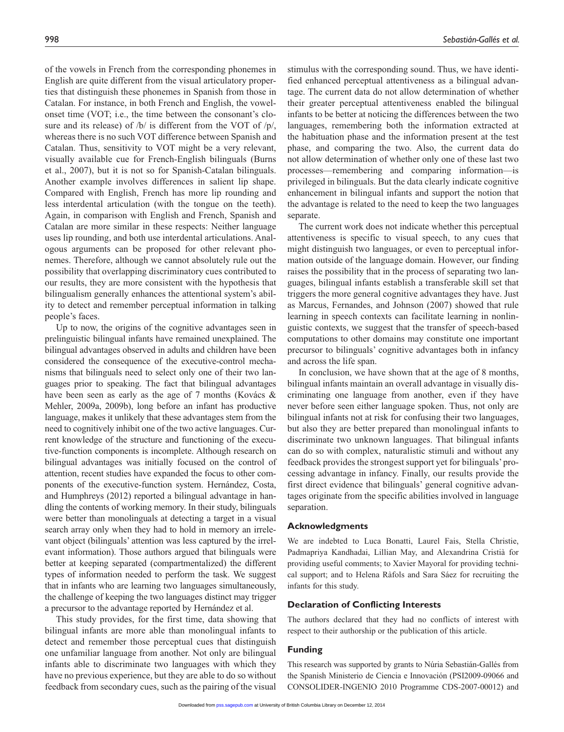of the vowels in French from the corresponding phonemes in English are quite different from the visual articulatory properties that distinguish these phonemes in Spanish from those in Catalan. For instance, in both French and English, the vowel-onset time (VOT; i.e., the time between the consonant's closure and its release) of /b/ is different from the VOT of /p/, whereas there is no such VOT difference between Spanish and Catalan. Thus, sensitivity to VOT might be a very relevant, visually available cue for French-English bilinguals (Burns et al., 2007), but it is not so for Spanish-Catalan bilinguals. Another example involves differences in salient lip shape. Compared with English, French has more lip rounding and less interdental articulation (with the tongue on the teeth). Again, in comparison with English and French, Spanish and Catalan are more similar in these respects: Neither language uses lip rounding, and both use interdental articulations. Analogous arguments can be proposed for other relevant phonemes. Therefore, although we cannot absolutely rule out the possibility that overlapping discriminatory cues contributed to our results, they are more consistent with the hypothesis that bilingualism generally enhances the attentional system's ability to detect and remember perceptual information in talking people's faces.

Up to now, the origins of the cognitive advantages seen in prelinguistic bilingual infants have remained unexplained. The bilingual advantages observed in adults and children have been considered the consequence of the executive-control mechanisms that bilinguals need to select only one of their two languages prior to speaking. The fact that bilingual advantages have been seen as early as the age of 7 months (Kovács & Mehler, 2009a, 2009b), long before an infant has productive language, makes it unlikely that these advantages stem from the need to cognitively inhibit one of the two active languages. Current knowledge of the structure and functioning of the executive-function components is incomplete. Although research on bilingual advantages was initially focused on the control of attention, recent studies have expanded the focus to other components of the executive-function system. Hernández, Costa, and Humphreys (2012) reported a bilingual advantage in handling the contents of working memory. In their study, bilinguals were better than monolinguals at detecting a target in a visual search array only when they had to hold in memory an irrelevant object (bilinguals' attention was less captured by the irrelevant information). Those authors argued that bilinguals were better at keeping separated (compartmentalized) the different types of information needed to perform the task. We suggest that in infants who are learning two languages simultaneously, the challenge of keeping the two languages distinct may trigger a precursor to the advantage reported by Hernández et al.

This study provides, for the first time, data showing that bilingual infants are more able than monolingual infants to detect and remember those perceptual cues that distinguish one unfamiliar language from another. Not only are bilingual infants able to discriminate two languages with which they have no previous experience, but they are able to do so without feedback from secondary cues, such as the pairing of the visual stimulus with the corresponding sound. Thus, we have identified enhanced perceptual attentiveness as a bilingual advantage. The current data do not allow determination of whether their greater perceptual attentiveness enabled the bilingual infants to be better at noticing the differences between the two languages, remembering both the information extracted at the habituation phase and the information present at the test phase, and comparing the two. Also, the current data do not allow determination of whether only one of these last two processes—remembering and comparing information—is privileged in bilinguals. But the data clearly indicate cognitive enhancement in bilingual infants and support the notion that the advantage is related to the need to keep the two languages separate.

The current work does not indicate whether this perceptual attentiveness is specific to visual speech, to any cues that might distinguish two languages, or even to perceptual information outside of the language domain. However, our finding raises the possibility that in the process of separating two languages, bilingual infants establish a transferable skill set that triggers the more general cognitive advantages they have. Just as Marcus, Fernandes, and Johnson (2007) showed that rule learning in speech contexts can facilitate learning in nonlinguistic contexts, we suggest that the transfer of speech-based computations to other domains may constitute one important precursor to bilinguals' cognitive advantages both in infancy and across the life span.

In conclusion, we have shown that at the age of 8 months, bilingual infants maintain an overall advantage in visually discriminating one language from another, even if they have never before seen either language spoken. Thus, not only are bilingual infants not at risk for confusing their two languages, but also they are better prepared than monolingual infants to discriminate two unknown languages. That bilingual infants can do so with complex, naturalistic stimuli and without any feedback provides the strongest support yet for bilinguals' processing advantage in infancy. Finally, our results provide the first direct evidence that bilinguals' general cognitive advantages originate from the specific abilities involved in language separation.

## Acknowledgments

We are indebted to Luca Bonatti, Laurel Fais, Stella Christie, Padmapriya Kandhadai, Lillian May, and Alexandrina Cristià for providing useful comments; to Xavier Mayoral for providing technical support; and to Helena Ràfols and Sara Sáez for recruiting the infants for this study.

## Declaration of Conflicting Interests

The authors declared that they had no conflicts of interest with respect to their authorship or the publication of this article.

## Funding

This research was supported by grants to Núria Sebastián-Gallés from the Spanish Ministerio de Ciencia e Innovación (PSI2009-09066 and CONSOLIDER-INGENIO 2010 Programme CDS-2007-00012) and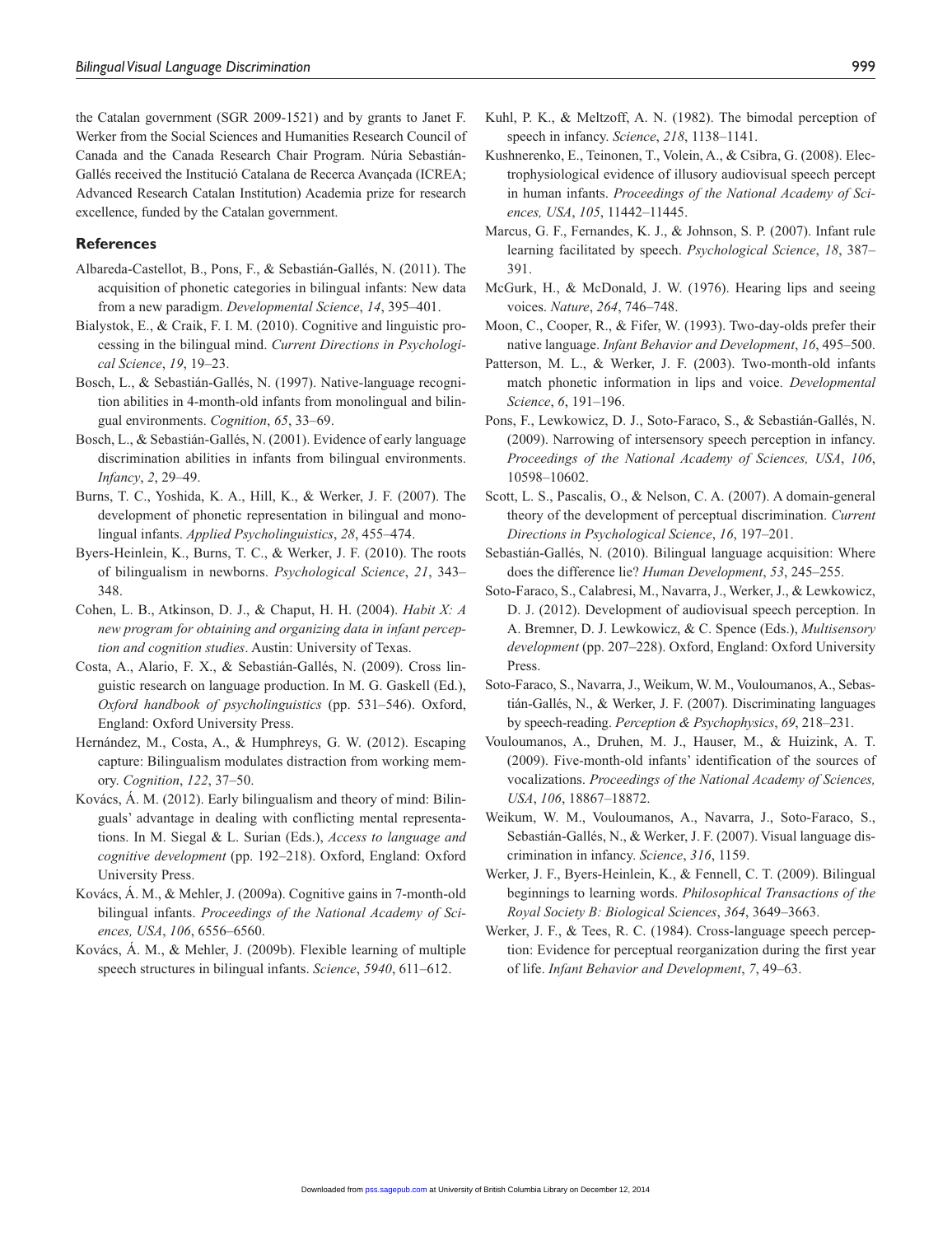the Catalan government (SGR 2009-1521) and by grants to Janet F. Werker from the Social Sciences and Humanities Research Council of Canada and the Canada Research Chair Program. Núria Sebastián-Gallés received the Institució Catalana de Recerca Avançada (ICREA; Advanced Research Catalan Institution) Academia prize for research excellence, funded by the Catalan government.

## References

Albareda-Castellot, B., Pons, F., & Sebastián-Gallés, N. (2011). The acquisition of phonetic categories in bilingual infants: New data from a new paradigm. *Developmental Science*, *14*, 395–401.

Bialystok, E., & Craik, F. I. M. (2010). Cognitive and linguistic processing in the bilingual mind. *Current Directions in Psychological Science*, *19*, 19–23.

Bosch, L., & Sebastián-Gallés, N. (1997). Native-language recognition abilities in 4-month-old infants from monolingual and bilingual environments. *Cognition*, *65*, 33–69.

Bosch, L., & Sebastián-Gallés, N. (2001). Evidence of early language discrimination abilities in infants from bilingual environments. *Infancy*, *2*, 29–49.

Burns, T. C., Yoshida, K. A., Hill, K., & Werker, J. F. (2007). The development of phonetic representation in bilingual and monolingual infants. *Applied Psycholinguistics*, *28*, 455–474.

Byers-Heinlein, K., Burns, T. C., & Werker, J. F. (2010). The roots of bilingualism in newborns. *Psychological Science*, *21*, 343–348.

Cohen, L. B., Atkinson, D. J., & Chaput, H. H. (2004). *Habit X: A new program for obtaining and organizing data in infant perception and cognition studies*. Austin: University of Texas.

Costa, A., Alario, F. X., & Sebastián-Gallés, N. (2009). Cross linguistic research on language production. In M. G. Gaskell (Ed.), *Oxford handbook of psycholinguistics* (pp. 531–546). Oxford, England: Oxford University Press.

Hernández, M., Costa, A., & Humphreys, G. W. (2012). Escaping capture: Bilingualism modulates distraction from working memory. *Cognition*, *122*, 37–50.

Kovács, Á. M. (2012). Early bilingualism and theory of mind: Bilinguals' advantage in dealing with conflicting mental representations. In M. Siegal & L. Surian (Eds.), *Access to language and cognitive development* (pp. 192–218). Oxford, England: Oxford University Press.

Kovács, Á. M., & Mehler, J. (2009a). Cognitive gains in 7-month-old bilingual infants. *Proceedings of the National Academy of Sciences, USA*, *106*, 6556–6560.

Kovács, Á. M., & Mehler, J. (2009b). Flexible learning of multiple speech structures in bilingual infants. *Science*, *5940*, 611–612.

Kuhl, P. K., & Meltzoff, A. N. (1982). The bimodal perception of speech in infancy. *Science*, *218*, 1138–1141.

Kushnerenko, E., Teinonen, T., Volein, A., & Csibra, G. (2008). Electrophysiological evidence of illusory audiovisual speech percept in human infants. *Proceedings of the National Academy of Sciences, USA*, *105*, 11442–11445.

Marcus, G. F., Fernandes, K. J., & Johnson, S. P. (2007). Infant rule learning facilitated by speech. *Psychological Science*, *18*, 387–391.

McGurk, H., & McDonald, J. W. (1976). Hearing lips and seeing voices. *Nature*, *264*, 746–748.

Moon, C., Cooper, R., & Fifer, W. (1993). Two-day-olds prefer their native language. *Infant Behavior and Development*, *16*, 495–500.

Patterson, M. L., & Werker, J. F. (2003). Two-month-old infants match phonetic information in lips and voice. *Developmental Science*, *6*, 191–196.

Pons, F., Lewkowicz, D. J., Soto-Faraco, S., & Sebastián-Gallés, N. (2009). Narrowing of intersensory speech perception in infancy. *Proceedings of the National Academy of Sciences, USA*, *106*, 10598–10602.

Scott, L. S., Pascalis, O., & Nelson, C. A. (2007). A domain-general theory of the development of perceptual discrimination. *Current Directions in Psychological Science*, *16*, 197–201.

Sebastián-Gallés, N. (2010). Bilingual language acquisition: Where does the difference lie? *Human Development*, *53*, 245–255.

Soto-Faraco, S., Calabresi, M., Navarra, J., Werker, J., & Lewkowicz, D. J. (2012). Development of audiovisual speech perception. In A. Bremner, D. J. Lewkowicz, & C. Spence (Eds.), *Multisensory development* (pp. 207–228). Oxford, England: Oxford University Press.

Soto-Faraco, S., Navarra, J., Weikum, W. M., Vouloumanos, A., Sebastián-Gallés, N., & Werker, J. F. (2007). Discriminating languages by speech-reading. *Perception & Psychophysics*, *69*, 218–231.

Vouloumanos, A., Druhen, M. J., Hauser, M. D., & Huizink, A. T. (2009). Five-month-old infants' identification of the sources of vocalizations. *Proceedings of the National Academy of Sciences, USA*, *106*, 18867–18872.

Weikum, W. M., Vouloumanos, A., Navarra, J., Soto-Faraco, S., Sebastián-Gallés, N., & Werker, J. F. (2007). Visual language discrimination in infancy. *Science*, *316*, 1159.

Werker, J. F., Byers-Heinlein, K., & Fennell, C. T. (2009). Bilingual beginnings to learning words. *Philosophical Transactions of the Royal Society B: Biological Sciences*, *364*, 3649–3663.

Werker, J. F., & Tees, R. C. (1984). Cross-language speech perception: Evidence for perceptual reorganization during the first year of life. *Infant Behavior and Development*, *7*, 49–63.